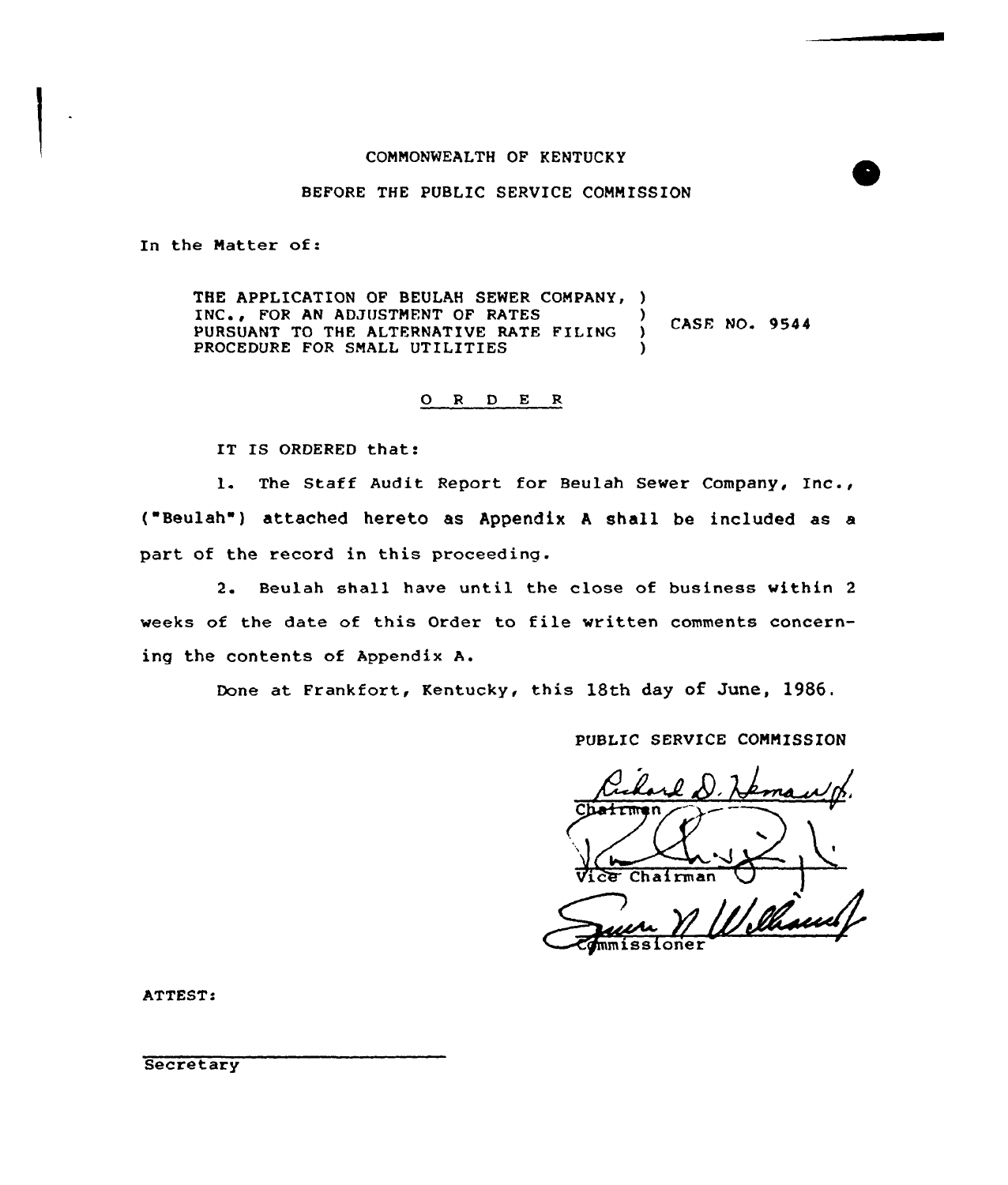COMMONWEALTH OF KENTUCKY

BEFORE THE PUBLIC SERVICE COMMISSION

In the Matter of:

| | | |
|---|---|---|
| THE APPLICATION OF BEULAH SEWER COMPANY, INC., FOR AN ADJUSTMENT OF RATES PURSUANT TO THE ALTERNATIVE RATE FILING PROCEDURE FOR SMALL UTILITIES | ) ) ) ) | CASE NO. 9544 |

## O R D E R

IT IS ORDERED that:

1. The Staff Audit Report for Beulah Sewer Company, Inc., ("Beulah") attached hereto as Appendix A shall be included as a part of the record in this proceeding.

2. Beulah shall have until the close of business within 2 weeks of the date of this Order to file written comments concerning the contents of Appendix A.

Done at Frankfort, Kentucky, this 18th day of June, 1986.

PUBLIC SERVICE COMMISSION

Chairman

Vice Chairman

Commissioner

ATTEST:

Secretary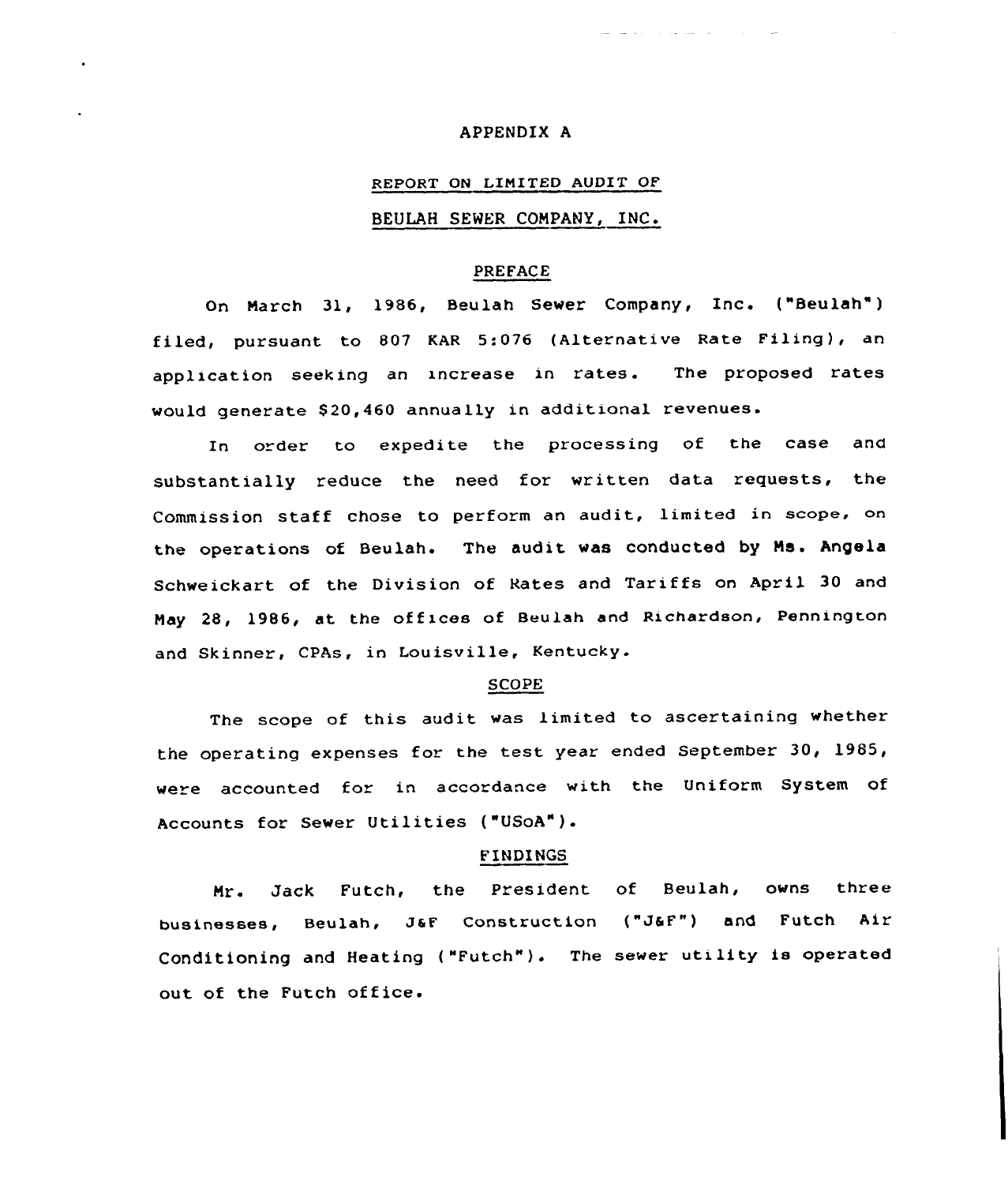# APPENDIX A

## REPORT ON LIMITED AUDIT OF BEULAH SEWER COMPANY, INC.

### PREFACE

On March 31, 1986, Beulah Sewer Company, Inc. ("Beulah") filed, pursuant to 807 KAR 5:076 (Alternative Rate Filing), an application seeking an increase in rates. The proposed rates would generate $20,460 annually in additional revenues.

In order to expedite the processing of the case and substantially reduce the need for written data requests, the Commission staff chose to perform an audit, limited in scope, on the operations of Beulah. The audit was conducted by Ms. Angela Schweickart of the Division of Rates and Tariffs on April 30 and May 28, 1986, at the offices of Beulah and Richardson, Pennington and Skinner, CPAs, in Louisville, Kentucky.

### SCOPE

The scope of this audit was limited to ascertaining whether the operating expenses for the test year ended September 30, 1985, were accounted for in accordance with the Uniform System of Accounts for Sewer Utilities ("USoA").

### FINDINGS

Mr. Jack Futch, the President of Beulah, owns three businesses, Beulah, J&F Construction ("J&F") and Futch Air Conditioning and Heating ("Futch"). The sewer utility is operated out of the Futch office.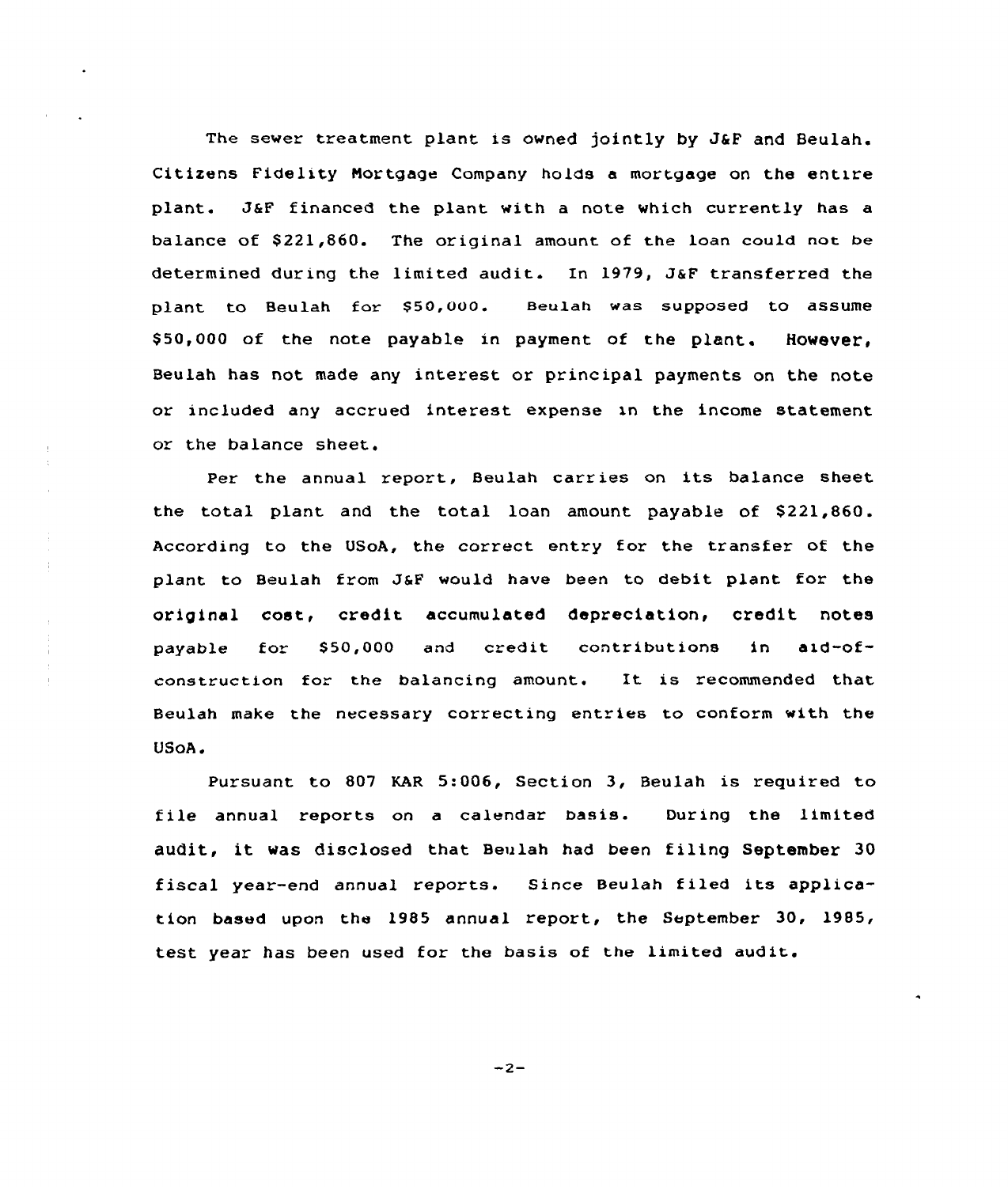The sewer treatment plant is owned jointly by J&F and Beulah. Citizens Fidelity Mortgage Company holds a mortgage on the entire plant. J&F financed the plant with a note which currently has a balance of $221,860. The original amount of the loan could not be determined during the limited audit. In 1979, J&F transferred the plant to Beulah for $50,000. Beulah was supposed to assume $50,000 of the note payable in payment of the plant. However, Beulah has not made any interest or principal payments on the note or included any accrued interest expense in the income statement or the balance sheet.

Per the annual report, Beulah carries on its balance sheet the total plant and the total loan amount payable of $221,860. According to the USoA, the correct entry for the transfer of the plant to Beulah from J&F would have been to debit plant for the original cost, credit accumulated depreciation, credit notes payable for $50,000 and credit contributions in aid-of-construction for the balancing amount. It is recommended that Beulah make the necessary correcting entries to conform with the USoA.

Pursuant to 807 KAR 5:006, Section 3, Beulah is required to file annual reports on a calendar basis. During the limited audit, it was disclosed that Beulah had been filing September 30 fiscal year-end annual reports. Since Beulah filed its application based upon the 1985 annual report, the September 30, 1985, test year has been used for the basis of the limited audit.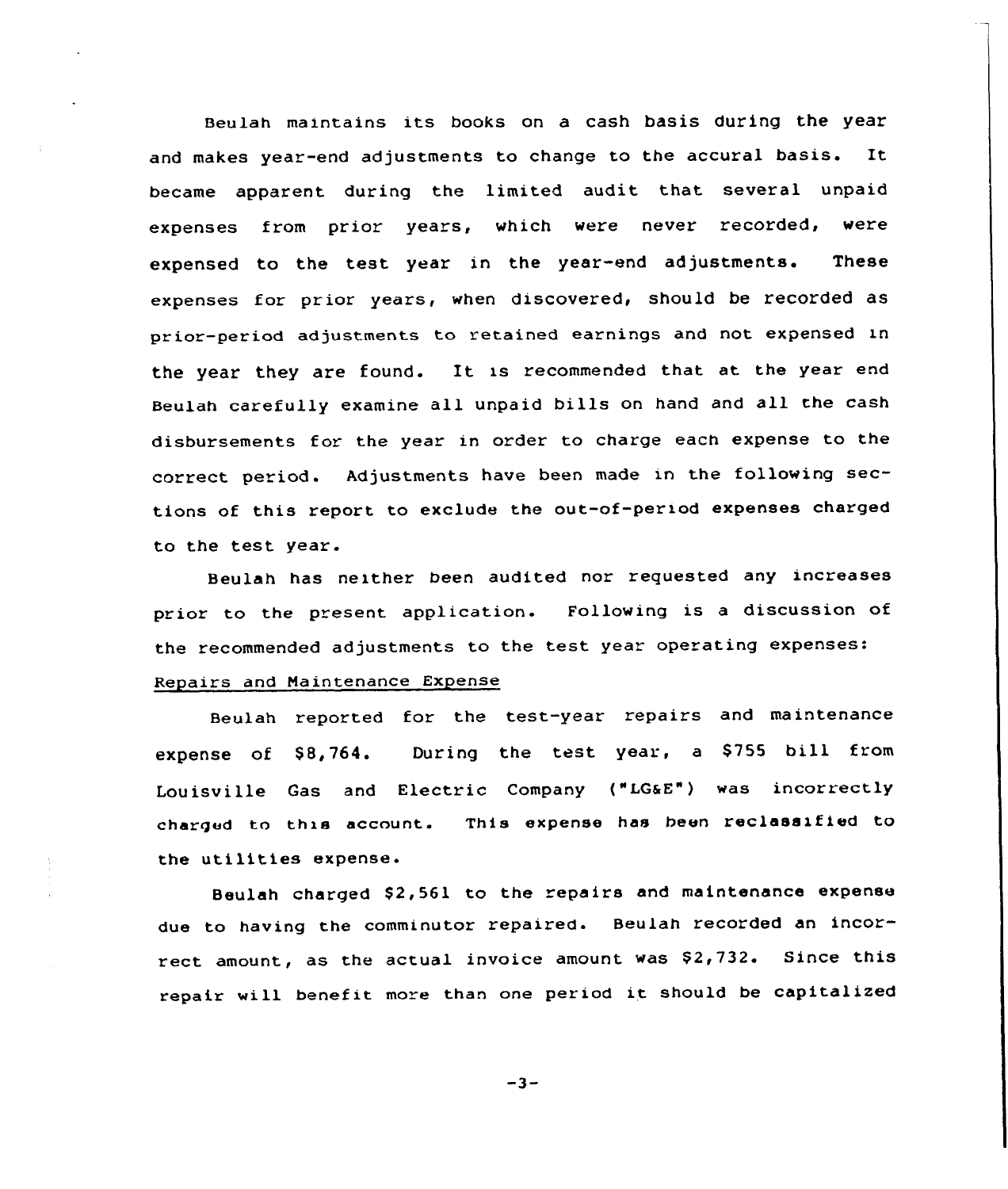Beulah maintains its books on a cash basis during the year and makes year-end adjustments to change to the accural basis. It became apparent during the limited audit that several unpaid expenses from prior years, which were never recorded, were expensed to the test year in the year-end adjustments. These expenses for prior years, when discovered, should be recorded as prior-period adjustments to retained earnings and not expensed in the year they are found. It is recommended that at the year end Beulah carefully examine all unpaid bills on hand and all the cash disbursements for the year in order to charge each expense to the correct period. Adjustments have been made in the following sections of this report to exclude the out-of-period expenses charged to the test year.

Beulah has neither been audited nor requested any increases prior to the present application. Following is a discussion of the recommended adjustments to the test year operating expenses:

Repairs and Maintenance Expense

Beulah reported for the test-year repairs and maintenance expense of $8,764. During the test year, a $755 bill from Louisville Gas and Electric Company ("LG&E") was incorrectly charged to this account. This expense has been reclassified to the utilities expense.

Beulah charged $2,561 to the repairs and maintenance expense due to having the comminutor repaired. Beulah recorded an incorrect amount, as the actual invoice amount was $2,732. Since this repair will benefit more than one period it should be capitalized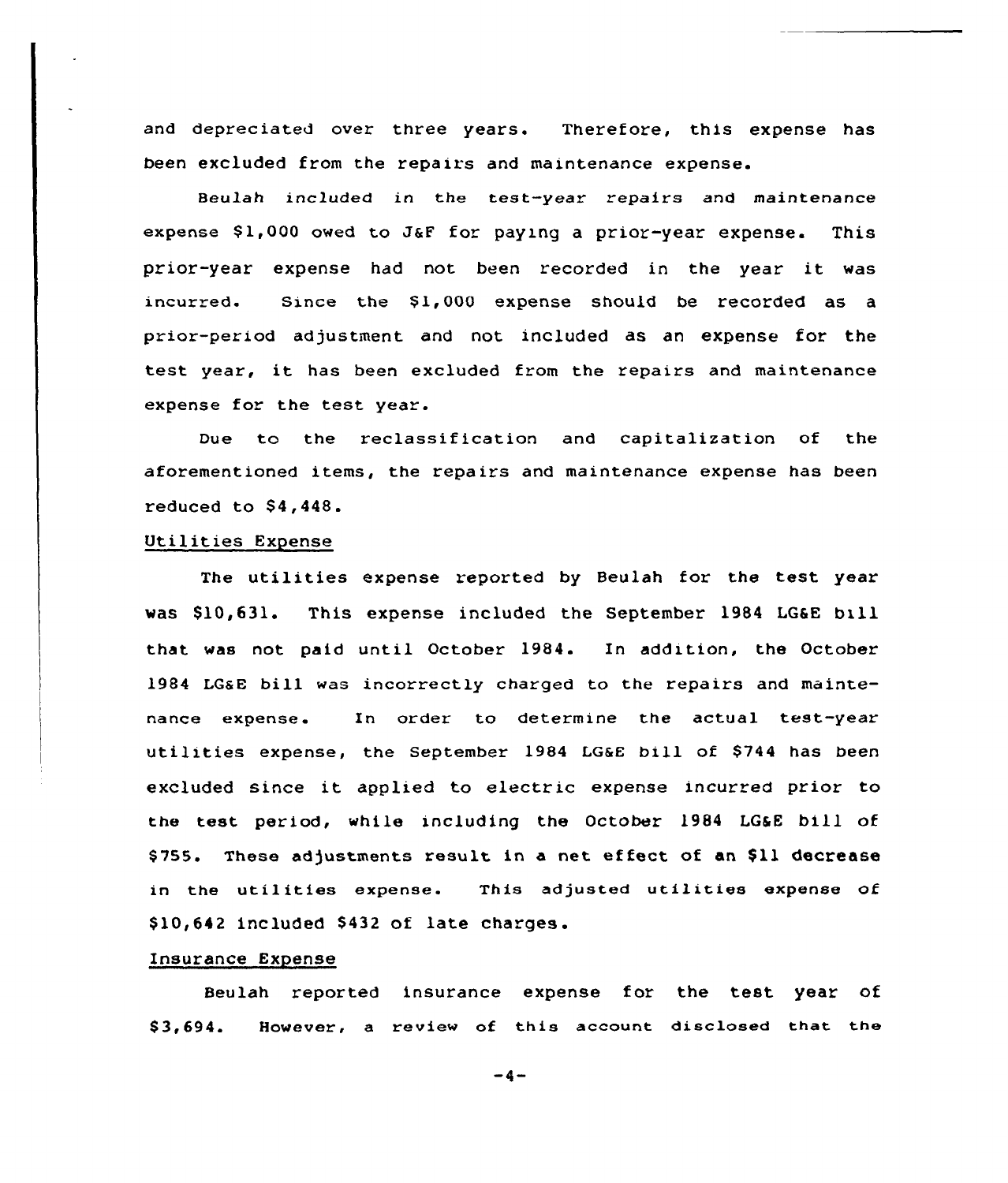and depreciated over three years. Therefore, this expense has been excluded from the repairs and maintenance expense.

Beulah included in the test-year repairs and maintenance expense $1,000 owed to J&F for paying a prior-year expense. This prior-year expense had not been recorded in the year it was incurred. Since the $1,000 expense should be recorded as a prior-period adjustment and not included as an expense for the test year, it has been excluded from the repairs and maintenance expense for the test year.

Due to the reclassification and capitalization of the aforementioned items, the repairs and maintenance expense has been reduced to $4,448.

Utilities Expense

The utilities expense reported by Beulah for the test year was $10,631. This expense included the September 1984 LG&E bill that was not paid until October 1984. In addition, the October 1984 LG&E bill was incorrectly charged to the repairs and maintenance expense. In order to determine the actual test-year utilities expense, the September 1984 LG&E bill of $744 has been excluded since it applied to electric expense incurred prior to the test period, while including the October 1984 LG&E bill of $755. These adjustments result in a net effect of an $11 decrease in the utilities expense. This adjusted utilities expense of $10,642 included $432 of late charges.

Insurance Expense

Beulah reported insurance expense for the test year of $3,694. However, a review of this account disclosed that the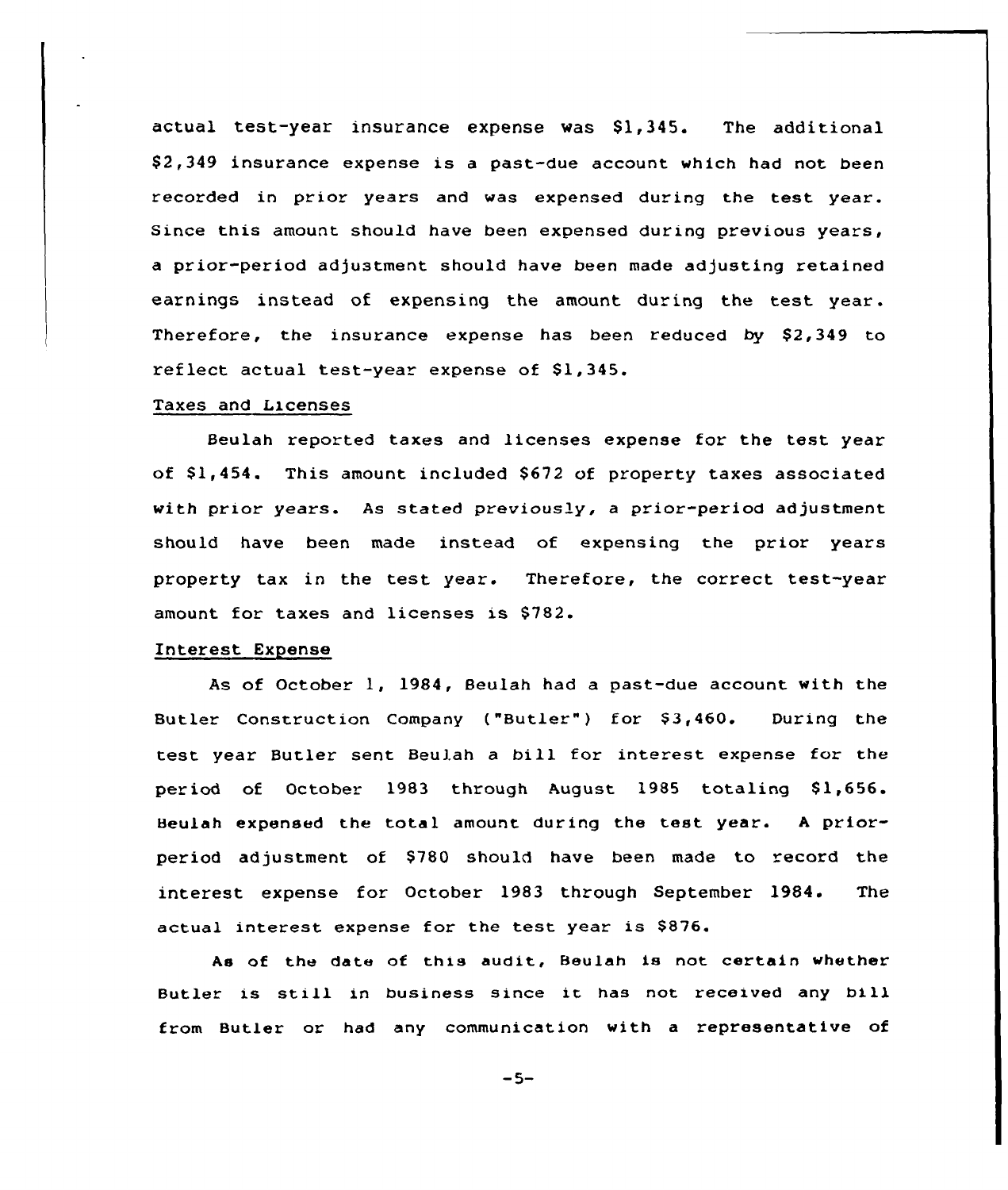actual test-year insurance expense was $1,345. The additional $2,349 insurance expense is a past-due account which had not been recorded in prior years and was expensed during the test year. Since this amount should have been expensed during previous years, a prior-period adjustment should have been made adjusting retained earnings instead of expensing the amount during the test year. Therefore, the insurance expense has been reduced by $2,349 to reflect actual test-year expense of $1,345.

Taxes and Licenses

Beulah reported taxes and licenses expense for the test year of $1,454. This amount included $672 of property taxes associated with prior years. As stated previously, a prior-period adjustment should have been made instead of expensing the prior years property tax in the test year. Therefore, the correct test-year amount for taxes and licenses is $782.

Interest Expense

As of October 1, 1984, Beulah had a past-due account with the Butler Construction Company ("Butler") for $3,460. During the test year Butler sent Beulah a bill for interest expense for the period of October 1983 through August 1985 totaling $1,656. Beulah expensed the total amount during the test year. A prior-period adjustment of $780 should have been made to record the interest expense for October 1983 through September 1984. The actual interest expense for the test year is $876.

As of the date of this audit, Beulah is not certain whether Butler is still in business since it has not received any bill from Butler or had any communication with a representative of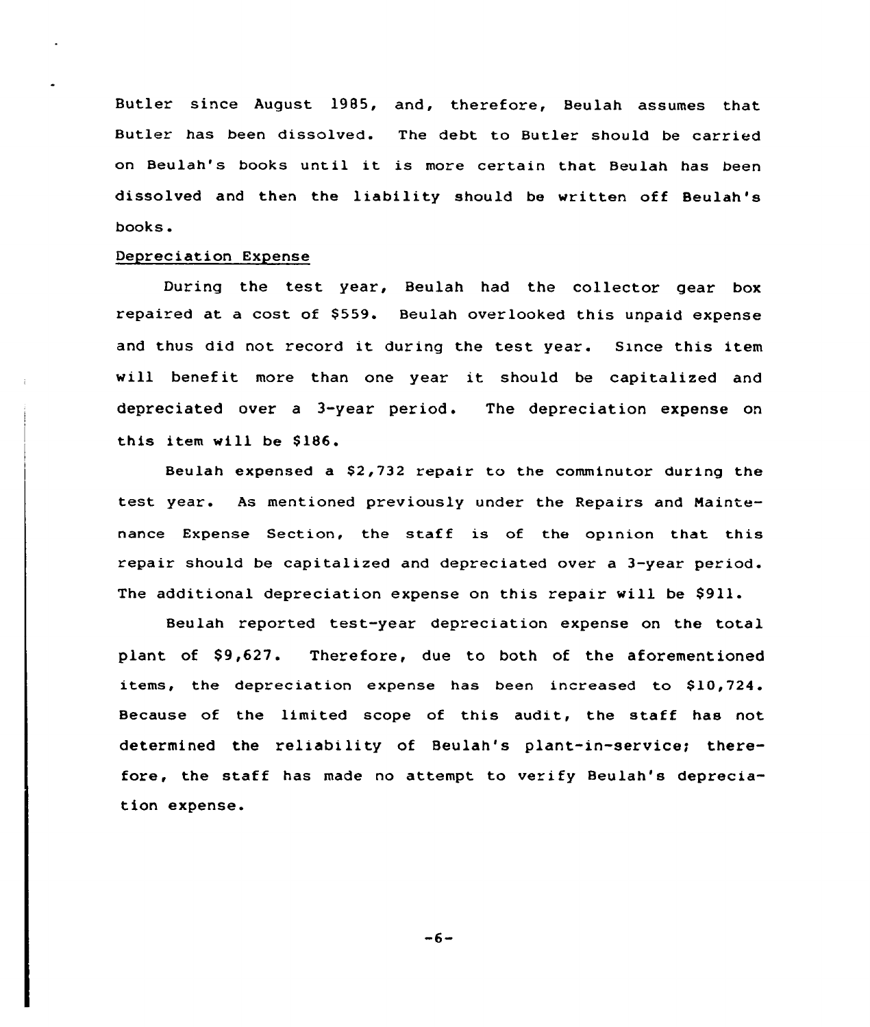Butler since August 1985, and, therefore, Beulah assumes that Butler has been dissolved. The debt to Butler should be carried on Beulah's books until it is more certain that Beulah has been dissolved and then the liability should be written off Beulah's books.

## Depreciation Expense

During the test year, Beulah had the collector gear box repaired at a cost of $559. Beulah overlooked this unpaid expense and thus did not record it during the test year. Since this item will benefit more than one year it should be capitalized and depreciated over a 3-year period. The depreciation expense on this item will be $186.

Beulah expensed a $2,732 repair to the comminutor during the test year. As mentioned previously under the Repairs and Maintenance Expense Section, the staff is of the opinion that this repair should be capitalized and depreciated over a 3-year period. The additional depreciation expense on this repair will be $911.

Beulah reported test-year depreciation expense on the total plant of $9,627. Therefore, due to both of the aforementioned items, the depreciation expense has been increased to $10,724. Because of the limited scope of this audit, the staff has not determined the reliability of Beulah's plant-in-service; therefore, the staff has made no attempt to verify Beulah's depreciation expense.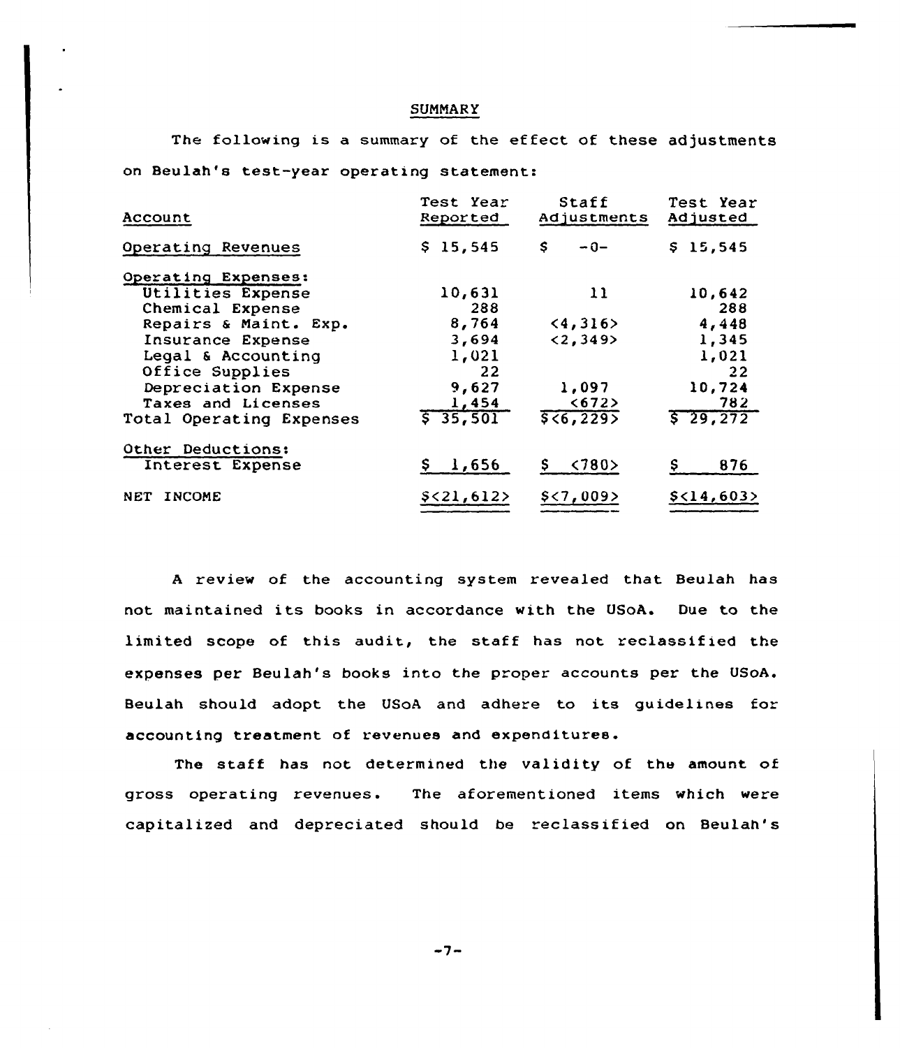## SUMMARY

The following is a summary of the effect of these adjustments on Beulah's test-year operating statement:

| Account | Test Year Reported | Staff Adjustments | Test Year Adjusted |
|---|---|---|---|
| Operating Revenues | $ 15,545 | $ -0- | $ 15,545 |
| Operating Expenses: | | | |
| Utilities Expense | 10,631 | 11 | 10,642 |
| Chemical Expense | 288 | | 288 |
| Repairs & Maint. Exp. | 8,764 | <4,316> | 4,448 |
| Insurance Expense | 3,694 | <2,349> | 1,345 |
| Legal & Accounting | 1,021 | | 1,021 |
| Office Supplies | 22 | | 22 |
| Depreciation Expense | 9,627 | 1,097 | 10,724 |
| Taxes and Licenses | 1,454 | <672> | 782 |
| Total Operating Expenses | $ 35,501 | $<6,229> | $ 29,272 |
| Other Deductions: | | | |
| Interest Expense | $ 1,656 | $ <780> | $ 876 |
| NET INCOME | $<21,612> | $<7,009> | $<14,603> |

A review of the accounting system revealed that Beulah has not maintained its books in accordance with the USoA. Due to the limited scope of this audit, the staff has not reclassified the expenses per Beulah's books into the proper accounts per the USoA. Beulah should adopt the USoA and adhere to its guidelines for accounting treatment of revenues and expenditures.

The staff has not determined the validity of the amount of gross operating revenues. The aforementioned items which were capitalized and depreciated should be reclassified on Beulah's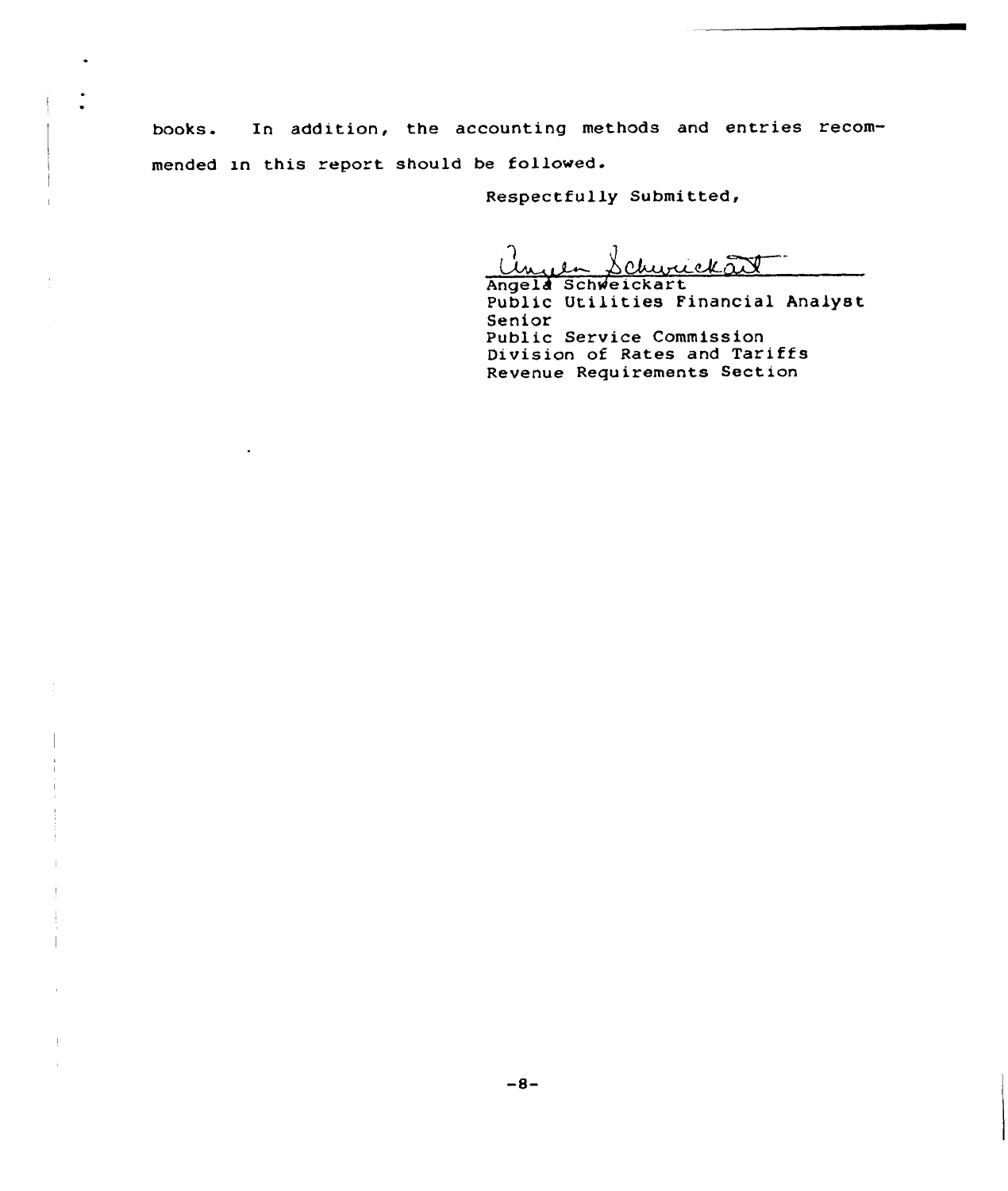books. In addition, the accounting methods and entries recommended in this report should be followed.

Respectfully Submitted,

Angela Schweickart
Public Utilities Financial Analyst
Senior
Public Service Commission
Division of Rates and Tariffs
Revenue Requirements Section